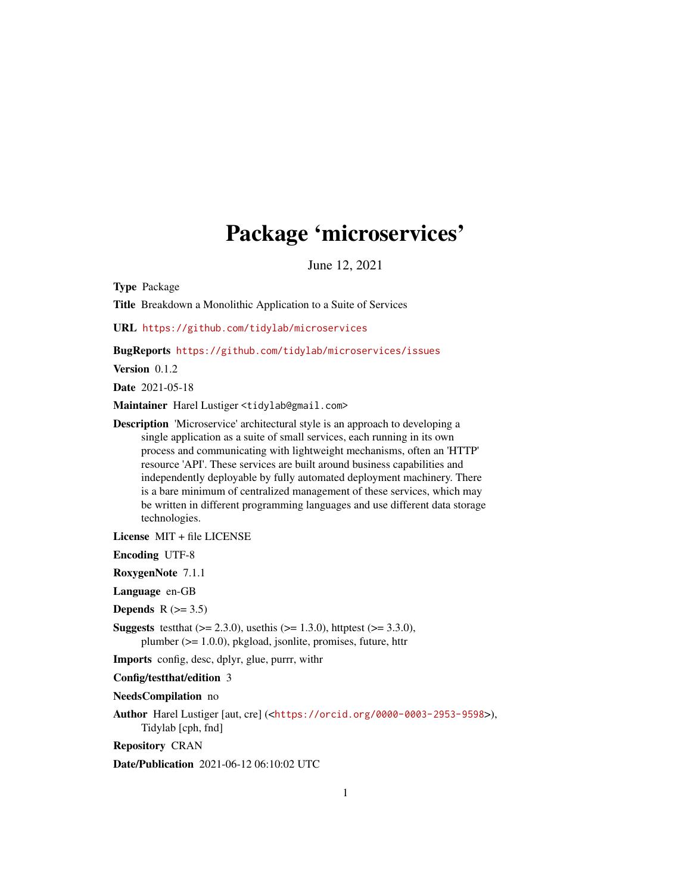# Package 'microservices'

June 12, 2021

**Type** Package

**Title** Breakdown a Monolithic Application to a Suite of Services

**URL** https://github.com/tidylab/microservices

**BugReports** https://github.com/tidylab/microservices/issues

**Version** 0.1.2

**Date** 2021-05-18

**Maintainer** Harel Lustiger <tidylab@gmail.com>

**Description** 'Microservice' architectural style is an approach to developing a single application as a suite of small services, each running in its own process and communicating with lightweight mechanisms, often an 'HTTP' resource 'API'. These services are built around business capabilities and independently deployable by fully automated deployment machinery. There is a bare minimum of centralized management of these services, which may be written in different programming languages and use different data storage technologies.

**License** MIT + file LICENSE

**Encoding** UTF-8

**RoxygenNote** 7.1.1

**Language** en-GB

**Depends** R (>= 3.5)

**Suggests** testthat (>= 2.3.0), usethis (>= 1.3.0), httptest (>= 3.3.0), plumber (>= 1.0.0), pkgload, jsonlite, promises, future, httr

**Imports** config, desc, dplyr, glue, purrr, withr

**Config/testthat/edition** 3

**NeedsCompilation** no

**Author** Harel Lustiger [aut, cre] (<https://orcid.org/0000-0003-2953-9598>), Tidylab [cph, fnd]

**Repository** CRAN

**Date/Publication** 2021-06-12 06:10:02 UTC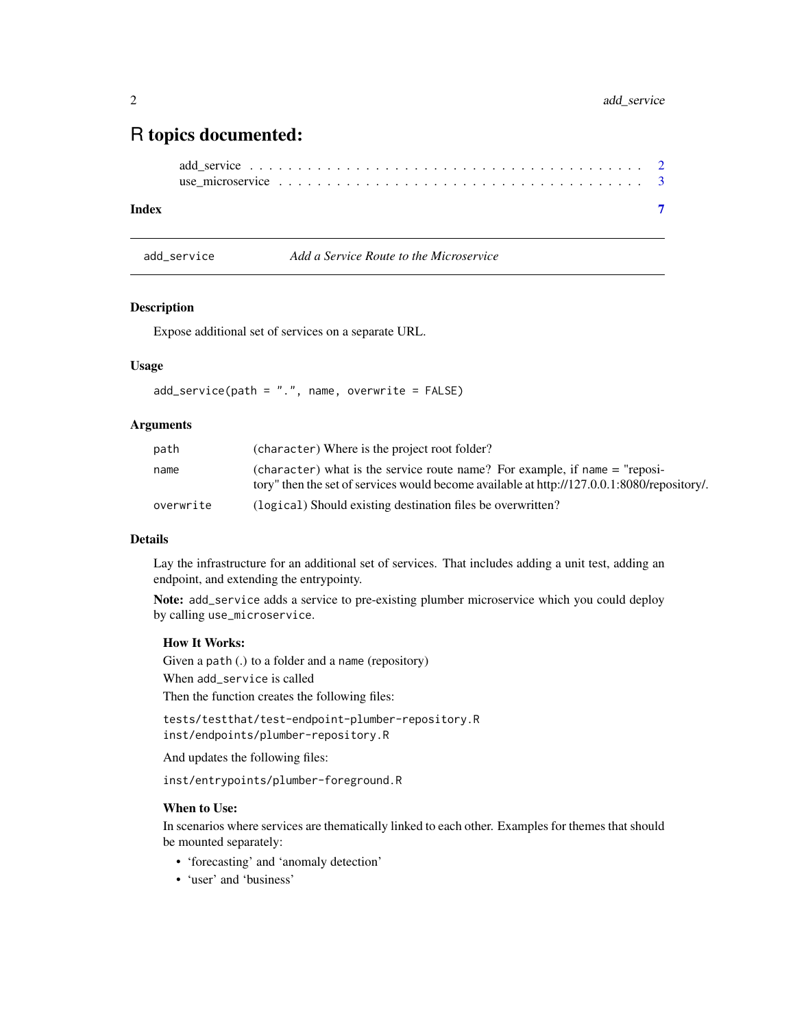# R topics documented:

add_service . . . . . . . . . . . . . . . . . . . . . . . . . . . . . . . . . . . . 2
use_microservice . . . . . . . . . . . . . . . . . . . . . . . . . . . . . . . . . 3

**Index** **7**

---

`add_service` *Add a Service Route to the Microservice*

---

## Description

Expose additional set of services on a separate URL.

## Usage

```
add_service(path = ".", name, overwrite = FALSE)
```

## Arguments

| | |
|---|---|
| `path` | (`character`) Where is the project root folder? |
| `name` | (`character`) what is the service route name? For example, if `name` = "repository" then the set of services would become available at http://127.0.0.1:8080/repository/. |
| `overwrite` | (`logical`) Should existing destination files be overwritten? |

## Details

Lay the infrastructure for an additional set of services. That includes adding a unit test, adding an endpoint, and extending the entrypointy.

**Note:** `add_service` adds a service to pre-existing plumber microservice which you could deploy by calling `use_microservice`.

### How It Works:

Given a `path` (.) to a folder and a `name` (repository)

When `add_service` is called

Then the function creates the following files:

```
tests/testthat/test-endpoint-plumber-repository.R
inst/endpoints/plumber-repository.R
```

And updates the following files:

```
inst/entrypoints/plumber-foreground.R
```

### When to Use:

In scenarios where services are thematically linked to each other. Examples for themes that should be mounted separately:

- 'forecasting' and 'anomaly detection'
- 'user' and 'business'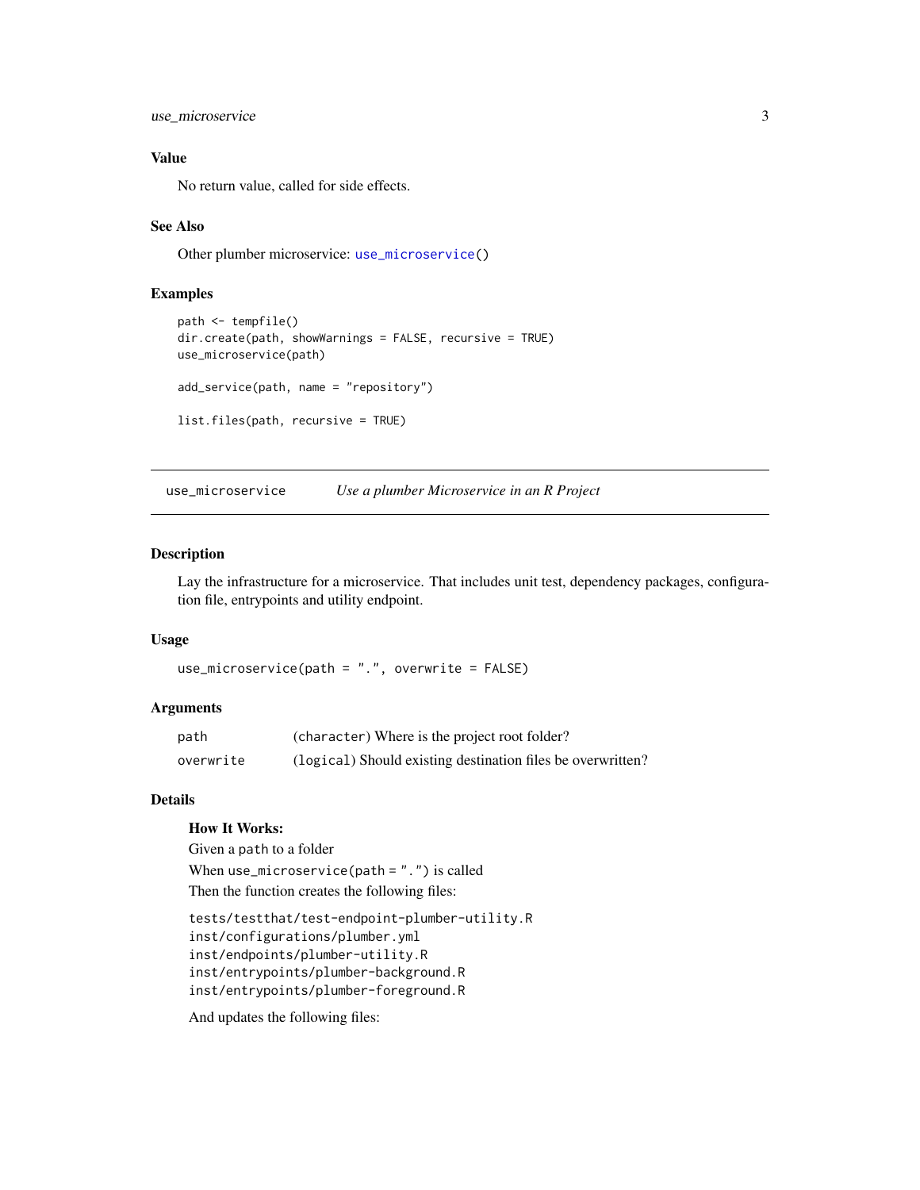### Value

No return value, called for side effects.

### See Also

Other plumber microservice: `use_microservice()`

### Examples

```
path <- tempfile()
dir.create(path, showWarnings = FALSE, recursive = TRUE)
use_microservice(path)

add_service(path, name = "repository")

list.files(path, recursive = TRUE)
```

---

## use_microservice *Use a plumber Microservice in an R Project*

---

### Description

Lay the infrastructure for a microservice. That includes unit test, dependency packages, configuration file, entrypoints and utility endpoint.

### Usage

```
use_microservice(path = ".", overwrite = FALSE)
```

### Arguments

| | |
|---|---|
| path | (`character`) Where is the project root folder? |
| overwrite | (`logical`) Should existing destination files be overwritten? |

### Details

**How It Works:**

Given a `path` to a folder

When `use_microservice(path = ".")` is called

Then the function creates the following files:

```
tests/testthat/test-endpoint-plumber-utility.R
inst/configurations/plumber.yml
inst/endpoints/plumber-utility.R
inst/entrypoints/plumber-background.R
inst/entrypoints/plumber-foreground.R
```

And updates the following files: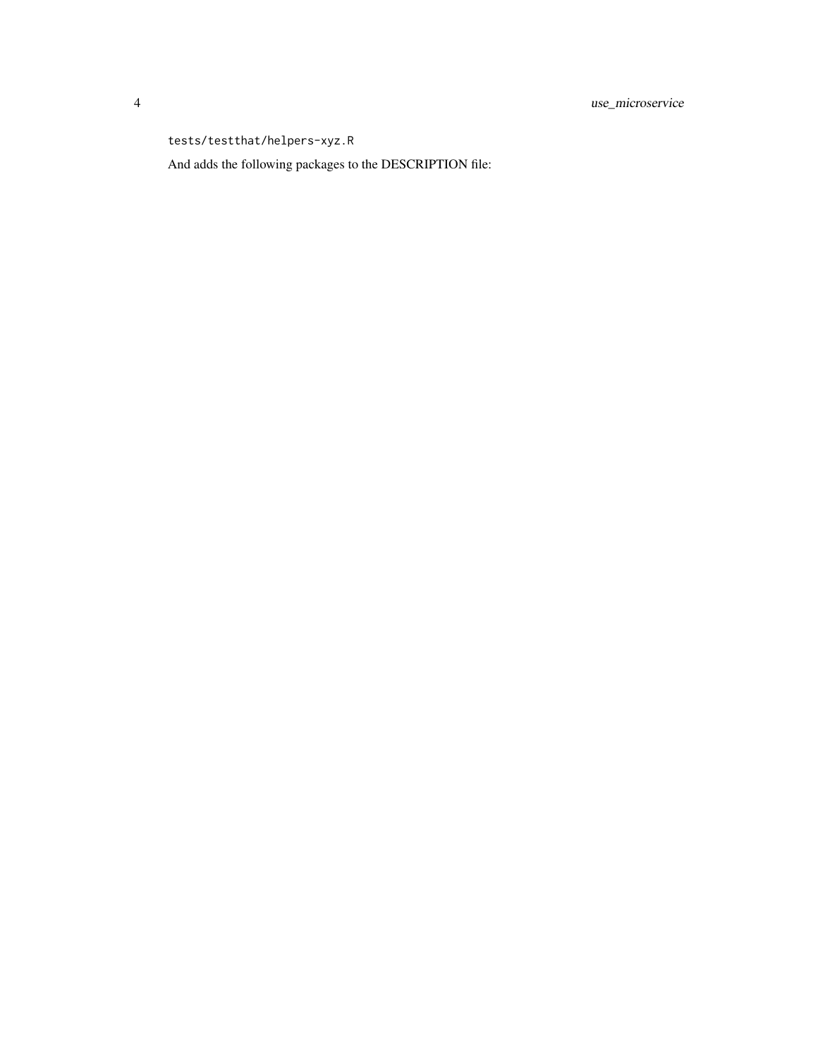```
tests/testthat/helpers-xyz.R
```

And adds the following packages to the DESCRIPTION file: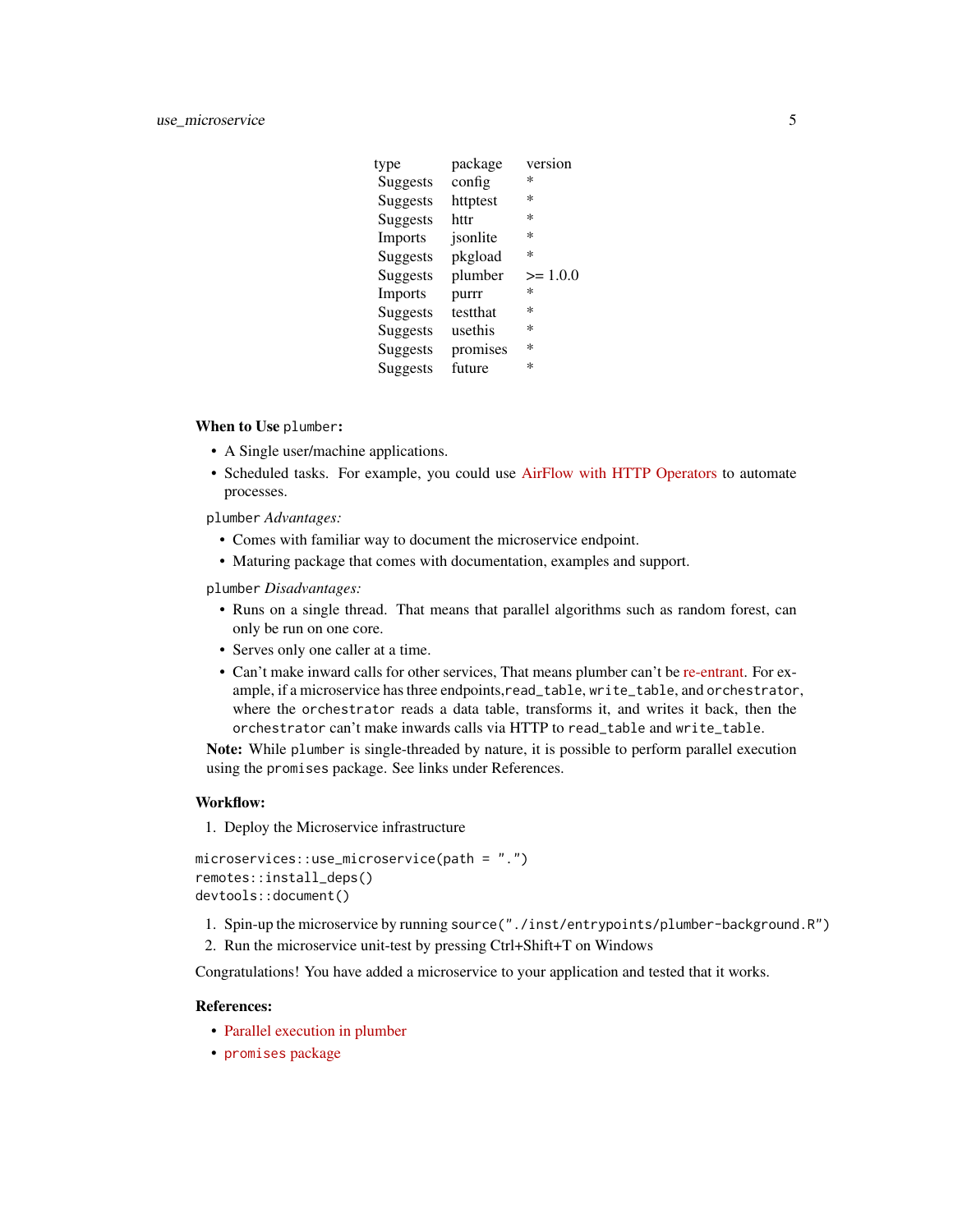| type | package | version |
|---|---|---|
| Suggests | config | * |
| Suggests | httptest | * |
| Suggests | httr | * |
| Imports | jsonlite | * |
| Suggests | pkgload | * |
| Suggests | plumber | >= 1.0.0 |
| Imports | purrr | * |
| Suggests | testthat | * |
| Suggests | usethis | * |
| Suggests | promises | * |
| Suggests | future | * |

**When to Use `plumber`:**

- A Single user/machine applications.
- Scheduled tasks. For example, you could use AirFlow with HTTP Operators to automate processes.

`plumber` *Advantages:*

- Comes with familiar way to document the microservice endpoint.
- Maturing package that comes with documentation, examples and support.

`plumber` *Disadvantages:*

- Runs on a single thread. That means that parallel algorithms such as random forest, can only be run on one core.
- Serves only one caller at a time.
- Can't make inward calls for other services, That means plumber can't be re-entrant. For example, if a microservice has three endpoints,`read_table`, `write_table`, and `orchestrator`, where the `orchestrator` reads a data table, transforms it, and writes it back, then the `orchestrator` can't make inwards calls via HTTP to `read_table` and `write_table`.

**Note:** While `plumber` is single-threaded by nature, it is possible to perform parallel execution using the `promises` package. See links under References.

**Workflow:**

1. Deploy the Microservice infrastructure

```
microservices::use_microservice(path = ".")
remotes::install_deps()
devtools::document()
```

1. Spin-up the microservice by running `source("./inst/entrypoints/plumber-background.R")`
2. Run the microservice unit-test by pressing Ctrl+Shift+T on Windows

Congratulations! You have added a microservice to your application and tested that it works.

**References:**

- Parallel execution in plumber
- `promises` package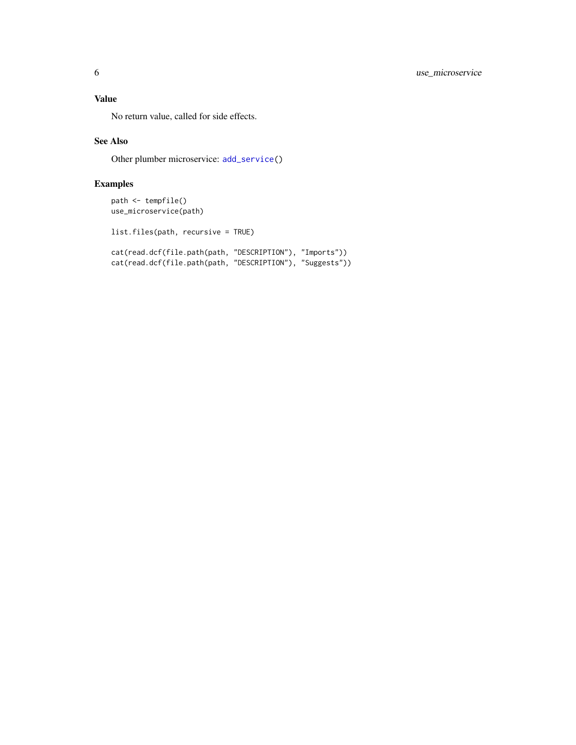## Value

No return value, called for side effects.

## See Also

Other plumber microservice: `add_service()`

## Examples

```
path <- tempfile()
use_microservice(path)

list.files(path, recursive = TRUE)

cat(read.dcf(file.path(path, "DESCRIPTION"), "Imports"))
cat(read.dcf(file.path(path, "DESCRIPTION"), "Suggests"))
```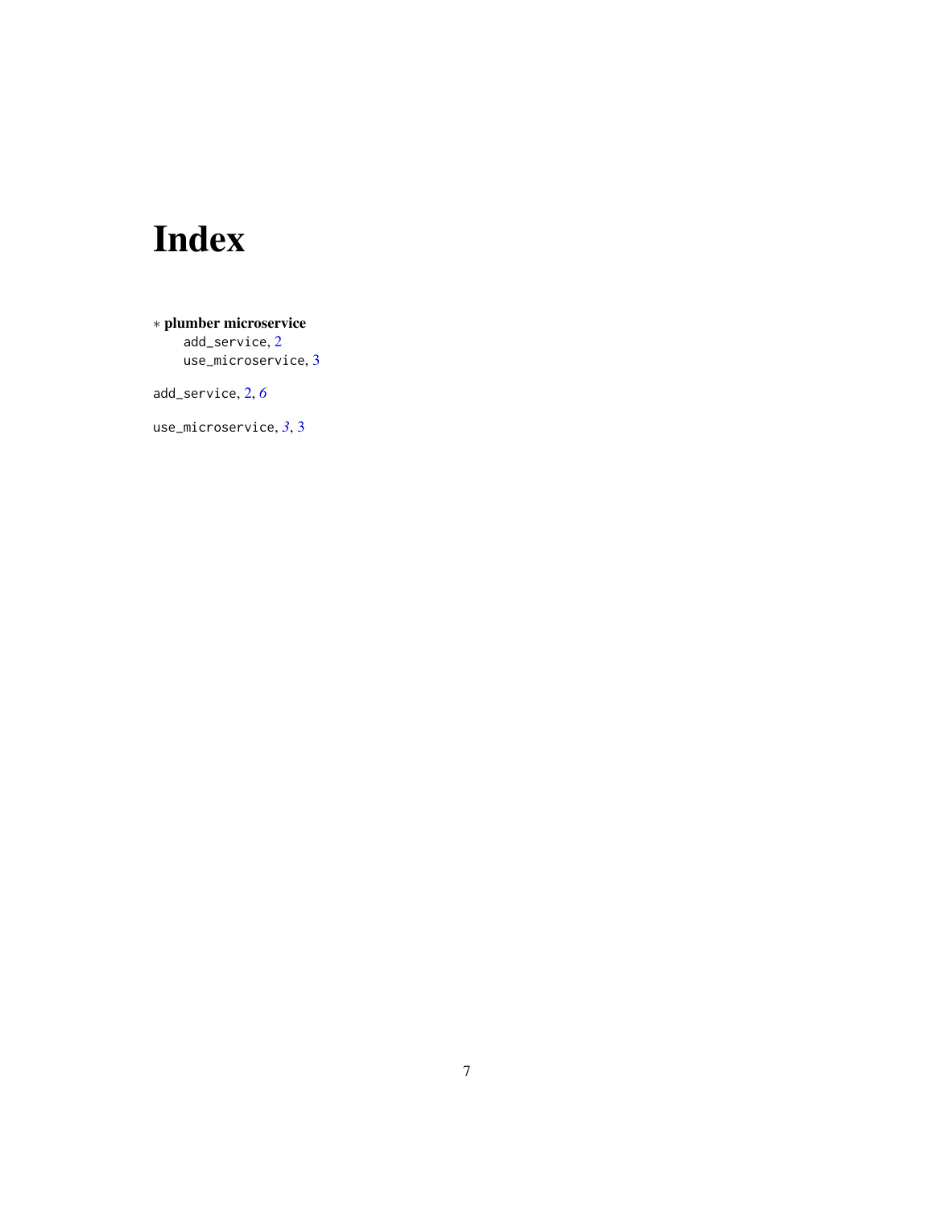# Index

∗ **plumber microservice**

    add_service, 2
    use_microservice, 3

add_service, 2, *6*

use_microservice, *3*, 3